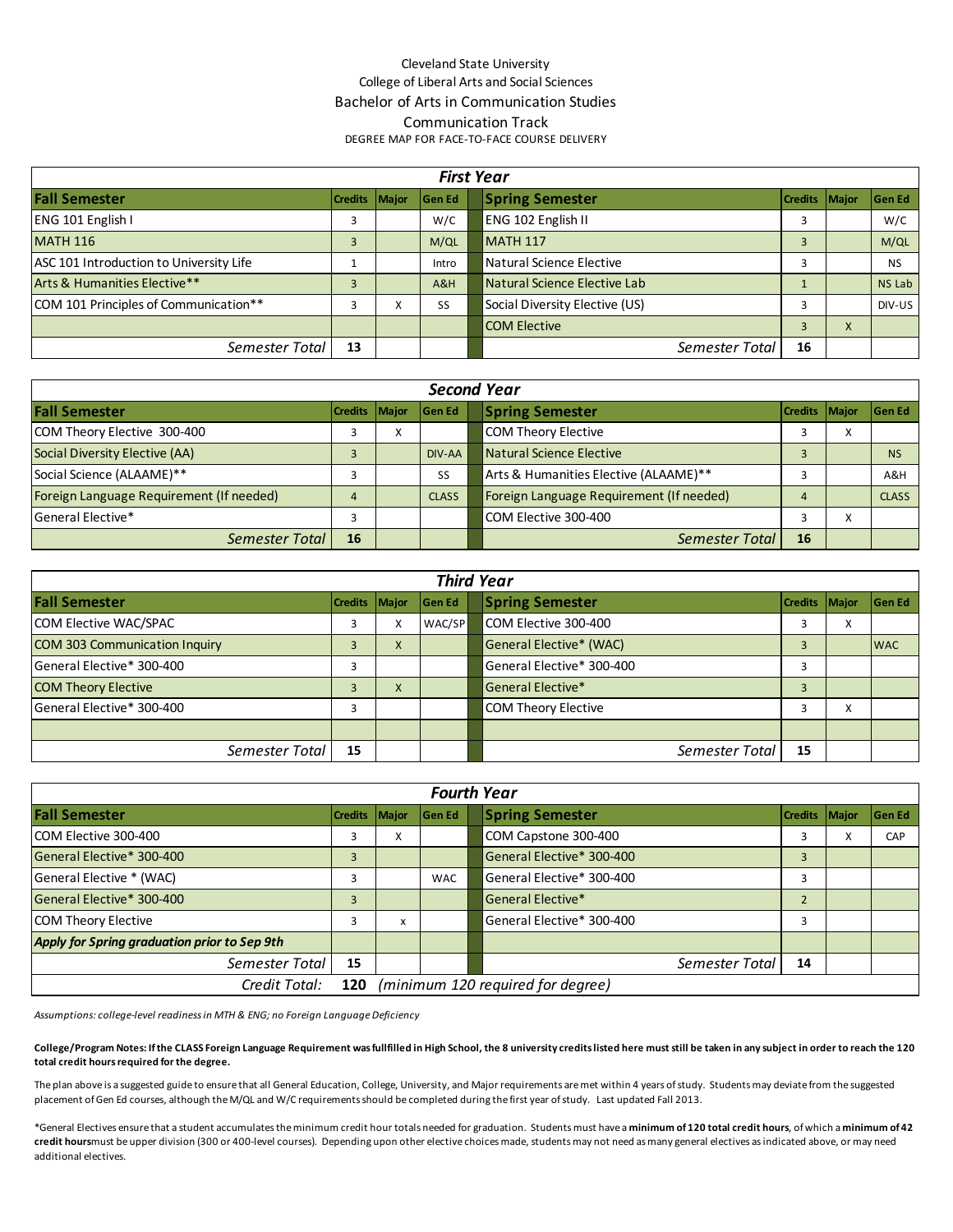Cleveland State University

College of Liberal Arts and Social Sciences

Bachelor of Arts in Communication Studies

Communication Track

DEGREE MAP FOR FACE-TO-FACE COURSE DELIVERY

## First Year

| Fall Semester | Credits | Major | Gen Ed | Spring Semester | Credits | Major | Gen Ed |
|---|---|---|---|---|---|---|---|
| ENG 101 English I | 3 | | W/C | ENG 102 English II | 3 | | W/C |
| MATH 116 | 3 | | M/QL | MATH 117 | 3 | | M/QL |
| ASC 101 Introduction to University Life | 1 | | Intro | Natural Science Elective | 3 | | NS |
| Arts & Humanities Elective** | 3 | | A&H | Natural Science Elective Lab | 1 | | NS Lab |
| COM 101 Principles of Communication** | 3 | X | SS | Social Diversity Elective (US) | 3 | | DIV-US |
| | | | | COM Elective | 3 | X | |
| *Semester Total* | **13** | | | *Semester Total* | **16** | | |

## Second Year

| Fall Semester | Credits | Major | Gen Ed | Spring Semester | Credits | Major | Gen Ed |
|---|---|---|---|---|---|---|---|
| COM Theory Elective 300-400 | 3 | X | | COM Theory Elective | 3 | X | |
| Social Diversity Elective (AA) | 3 | | DIV-AA | Natural Science Elective | 3 | | NS |
| Social Science (ALAAME)** | 3 | | SS | Arts & Humanities Elective (ALAAME)** | 3 | | A&H |
| Foreign Language Requirement (If needed) | 4 | | CLASS | Foreign Language Requirement (If needed) | 4 | | CLASS |
| General Elective* | 3 | | | COM Elective 300-400 | 3 | X | |
| *Semester Total* | **16** | | | *Semester Total* | **16** | | |

## Third Year

| Fall Semester | Credits | Major | Gen Ed | Spring Semester | Credits | Major | Gen Ed |
|---|---|---|---|---|---|---|---|
| COM Elective WAC/SPAC | 3 | X | WAC/SP | COM Elective 300-400 | 3 | X | |
| COM 303 Communication Inquiry | 3 | X | | General Elective* (WAC) | 3 | | WAC |
| General Elective* 300-400 | 3 | | | General Elective* 300-400 | 3 | | |
| COM Theory Elective | 3 | X | | General Elective* | 3 | | |
| General Elective* 300-400 | 3 | | | COM Theory Elective | 3 | X | |
| | | | | | | | |
| *Semester Total* | **15** | | | *Semester Total* | **15** | | |

## Fourth Year

| Fall Semester | Credits | Major | Gen Ed | Spring Semester | Credits | Major | Gen Ed |
|---|---|---|---|---|---|---|---|
| COM Elective 300-400 | 3 | X | | COM Capstone 300-400 | 3 | X | CAP |
| General Elective* 300-400 | 3 | | | General Elective* 300-400 | 3 | | |
| General Elective * (WAC) | 3 | | WAC | General Elective* 300-400 | 3 | | |
| General Elective* 300-400 | 3 | | | General Elective* | 2 | | |
| COM Theory Elective | 3 | x | | General Elective* 300-400 | 3 | | |
| ***Apply for Spring graduation prior to Sep 9th*** | | | | | | | |
| *Semester Total* | **15** | | | *Semester Total* | **14** | | |
| *Credit Total:* | **120** | *(minimum 120 required for degree)* | | | | | |

*Assumptions: college-level readiness in MTH & ENG; no Foreign Language Deficiency*

**College/Program Notes: If the CLASS Foreign Language Requirement was fullfilled in High School, the 8 university credits listed here must still be taken in any subject in order to reach the 120 total credit hours required for the degree.**

The plan above is a suggested guide to ensure that all General Education, College, University, and Major requirements are met within 4 years of study. Students may deviate from the suggested placement of Gen Ed courses, although the M/QL and W/C requirements should be completed during the first year of study. Last updated Fall 2013.

*General Electives ensure that a student accumulates the minimum credit hour totals needed for graduation. Students must have a **minimum of 120 total credit hours**, of which a **minimum of 42 credit hours** must be upper division (300 or 400-level courses). Depending upon other elective choices made, students may not need as many general electives as indicated above, or may need additional electives.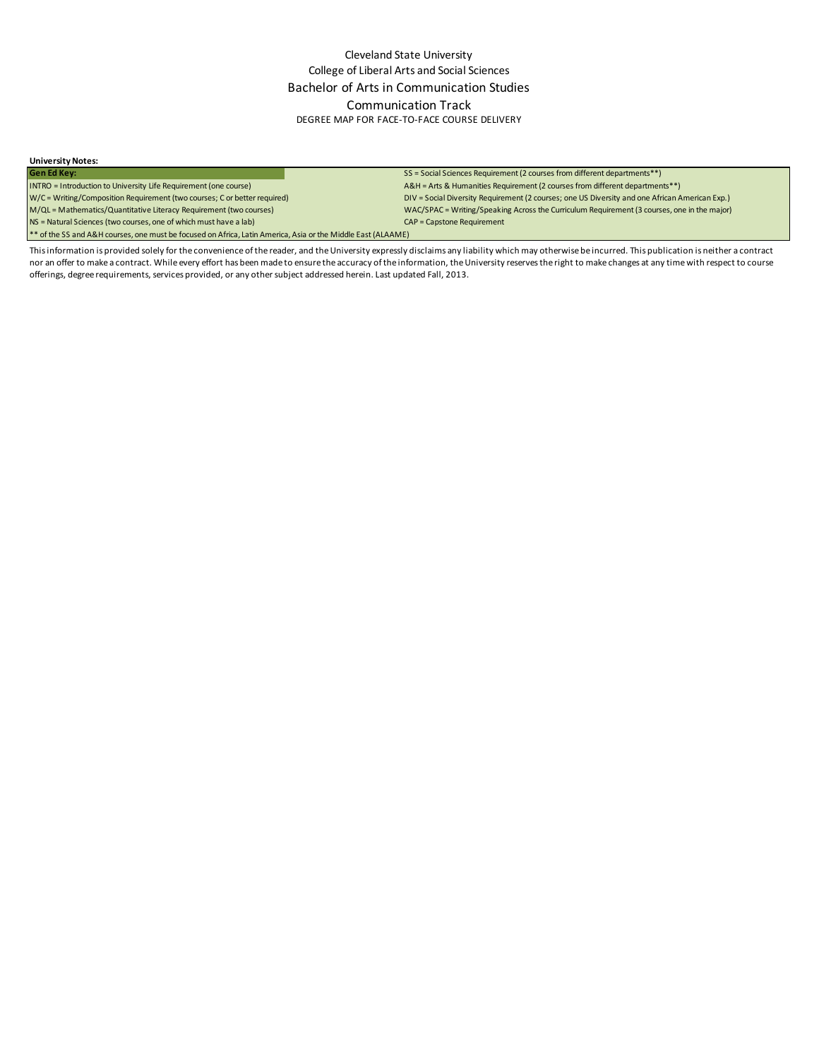Cleveland State University

College of Liberal Arts and Social Sciences

Bachelor of Arts in Communication Studies

Communication Track

DEGREE MAP FOR FACE-TO-FACE COURSE DELIVERY

**University Notes:**

| **Gen Ed Key:** | |
|---|---|
| INTRO = Introduction to University Life Requirement (one course) | SS = Social Sciences Requirement (2 courses from different departments**) |
| W/C = Writing/Composition Requirement (two courses; C or better required) | A&H = Arts & Humanities Requirement (2 courses from different departments**) |
| M/QL = Mathematics/Quantitative Literacy Requirement (two courses) | DIV = Social Diversity Requirement (2 courses; one US Diversity and one African American Exp.) |
| NS = Natural Sciences (two courses, one of which must have a lab) | WAC/SPAC = Writing/Speaking Across the Curriculum Requirement (3 courses, one in the major) |
| | CAP = Capstone Requirement |
| ** of the SS and A&H courses, one must be focused on Africa, Latin America, Asia or the Middle East (ALAAME) | |

This information is provided solely for the convenience of the reader, and the University expressly disclaims any liability which may otherwise be incurred. This publication is neither a contract nor an offer to make a contract. While every effort has been made to ensure the accuracy of the information, the University reserves the right to make changes at any time with respect to course offerings, degree requirements, services provided, or any other subject addressed herein. Last updated Fall, 2013.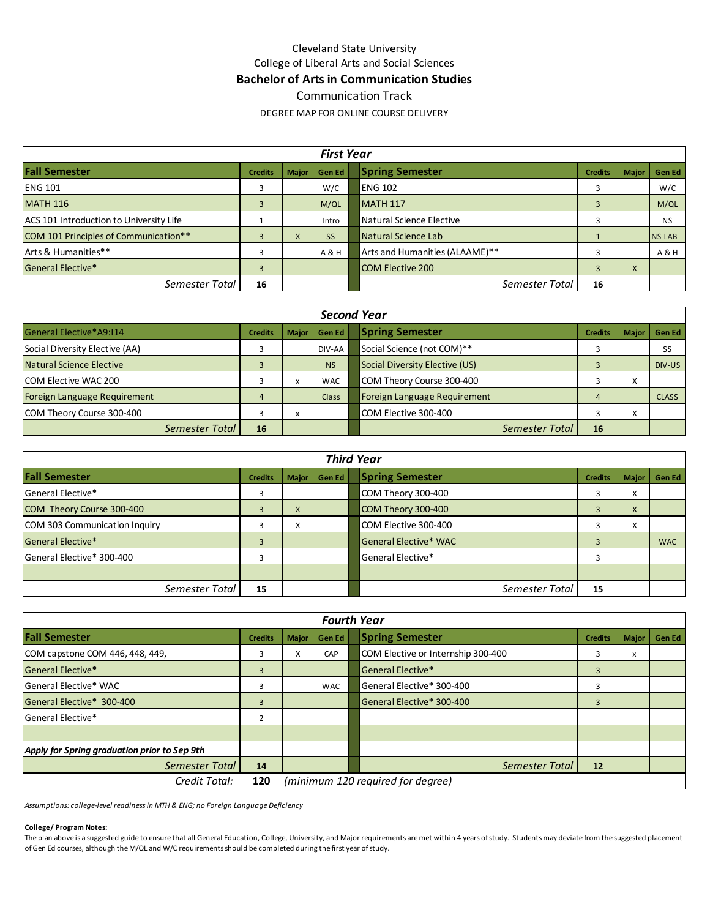Cleveland State University

College of Liberal Arts and Social Sciences

**Bachelor of Arts in Communication Studies**

Communication Track

DEGREE MAP FOR ONLINE COURSE DELIVERY

| ***First Year*** | | | | | | | |
|---|---|---|---|---|---|---|---|
| **Fall Semester** | **Credits** | **Major** | **Gen Ed** | **Spring Semester** | **Credits** | **Major** | **Gen Ed** |
| ENG 101 | 3 | | W/C | ENG 102 | 3 | | W/C |
| MATH 116 | 3 | | M/QL | MATH 117 | 3 | | M/QL |
| ACS 101 Introduction to University Life | 1 | | Intro | Natural Science Elective | 3 | | NS |
| COM 101 Principles of Communication** | 3 | X | SS | Natural Science Lab | 1 | | NS LAB |
| Arts & Humanities** | 3 | | A & H | Arts and Humanities (ALAAME)** | 3 | | A & H |
| General Elective* | 3 | | | COM Elective 200 | 3 | X | |
| *Semester Total* | **16** | | | *Semester Total* | **16** | | |

| ***Second Year*** | | | | | | | |
|---|---|---|---|---|---|---|---|
| General Elective*A9:I14 | **Credits** | **Major** | **Gen Ed** | **Spring Semester** | **Credits** | **Major** | **Gen Ed** |
| Social Diversity Elective (AA) | 3 | | DIV-AA | Social Science (not COM)** | 3 | | SS |
| Natural Science Elective | 3 | | NS | Social Diversity Elective (US) | 3 | | DIV-US |
| COM Elective WAC 200 | 3 | x | WAC | COM Theory Course 300-400 | 3 | X | |
| Foreign Language Requirement | 4 | | Class | Foreign Language Requirement | 4 | | CLASS |
| COM Theory Course 300-400 | 3 | x | | COM Elective 300-400 | 3 | X | |
| *Semester Total* | **16** | | | *Semester Total* | **16** | | |

| ***Third Year*** | | | | | | | |
|---|---|---|---|---|---|---|---|
| **Fall Semester** | **Credits** | **Major** | **Gen Ed** | **Spring Semester** | **Credits** | **Major** | **Gen Ed** |
| General Elective* | 3 | | | COM Theory 300-400 | 3 | X | |
| COM Theory Course 300-400 | 3 | X | | COM Theory 300-400 | 3 | X | |
| COM 303 Communication Inquiry | 3 | X | | COM Elective 300-400 | 3 | X | |
| General Elective* | 3 | | | General Elective* WAC | 3 | | WAC |
| General Elective* 300-400 | 3 | | | General Elective* | 3 | | |
| | | | | | | | |
| *Semester Total* | **15** | | | *Semester Total* | **15** | | |

| ***Fourth Year*** | | | | | | | |
|---|---|---|---|---|---|---|---|
| **Fall Semester** | **Credits** | **Major** | **Gen Ed** | **Spring Semester** | **Credits** | **Major** | **Gen Ed** |
| COM capstone COM 446, 448, 449, | 3 | X | CAP | COM Elective or Internship 300-400 | 3 | x | |
| General Elective* | 3 | | | General Elective* | 3 | | |
| General Elective* WAC | 3 | | WAC | General Elective* 300-400 | 3 | | |
| General Elective* 300-400 | 3 | | | General Elective* 300-400 | 3 | | |
| General Elective* | 2 | | | | | | |
| | | | | | | | |
| ***Apply for Spring graduation prior to Sep 9th*** | | | | | | | |
| *Semester Total* | **14** | | | *Semester Total* | **12** | | |
| *Credit Total:* | **120** | *(minimum 120 required for degree)* | | | | | |

*Assumptions: college-level readiness in MTH & ENG; no Foreign Language Deficiency*

**College/ Program Notes:**

The plan above is a suggested guide to ensure that all General Education, College, University, and Major requirements are met within 4 years of study. Students may deviate from the suggested placement of Gen Ed courses, although the M/QL and W/C requirements should be completed during the first year of study.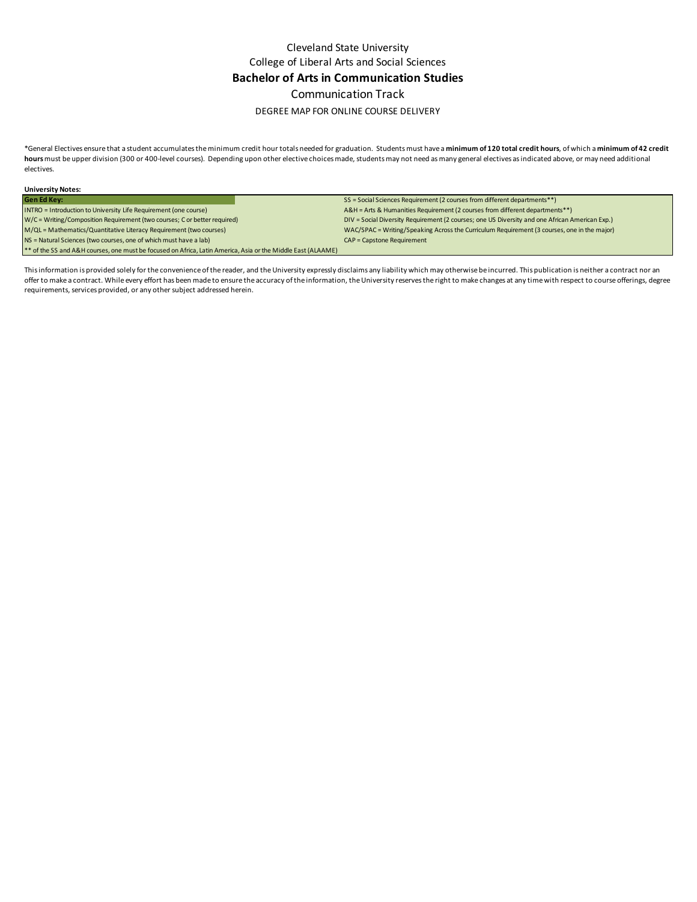# Cleveland State University

## College of Liberal Arts and Social Sciences

## Bachelor of Arts in Communication Studies

### Communication Track

DEGREE MAP FOR ONLINE COURSE DELIVERY

*General Electives ensure that a student accumulates the minimum credit hour totals needed for graduation. Students must have a **minimum of 120 total credit hours**, of which a **minimum of 42 credit hours** must be upper division (300 or 400-level courses). Depending upon other elective choices made, students may not need as many general electives as indicated above, or may need additional electives.

**University Notes:**

| **Gen Ed Key:** | SS = Social Sciences Requirement (2 courses from different departments**) |
|---|---|
| INTRO = Introduction to University Life Requirement (one course) | A&H = Arts & Humanities Requirement (2 courses from different departments**) |
| W/C = Writing/Composition Requirement (two courses; C or better required) | DIV = Social Diversity Requirement (2 courses; one US Diversity and one African American Exp.) |
| M/QL = Mathematics/Quantitative Literacy Requirement (two courses) | WAC/SPAC = Writing/Speaking Across the Curriculum Requirement (3 courses, one in the major) |
| NS = Natural Sciences (two courses, one of which must have a lab) | CAP = Capstone Requirement |
| ** of the SS and A&H courses, one must be focused on Africa, Latin America, Asia or the Middle East (ALAAME) | |

This information is provided solely for the convenience of the reader, and the University expressly disclaims any liability which may otherwise be incurred. This publication is neither a contract nor an offer to make a contract. While every effort has been made to ensure the accuracy of the information, the University reserves the right to make changes at any time with respect to course offerings, degree requirements, services provided, or any other subject addressed herein.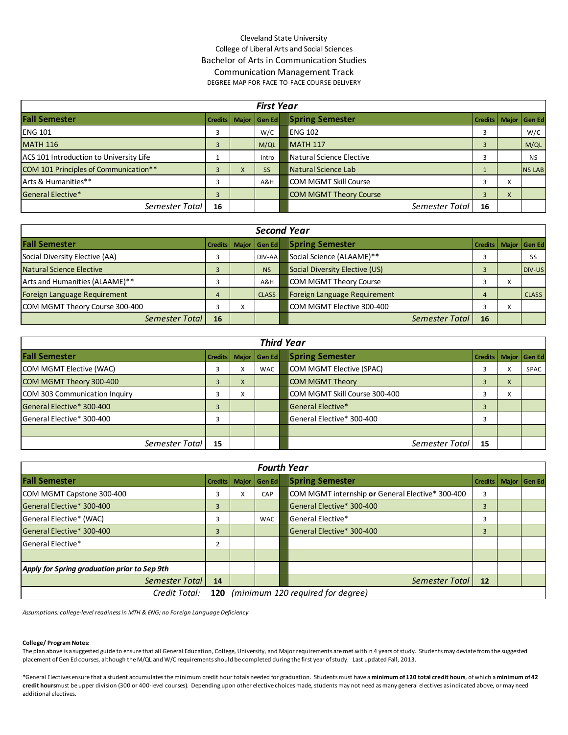Cleveland State University

College of Liberal Arts and Social Sciences

Bachelor of Arts in Communication Studies

Communication Management Track

DEGREE MAP FOR FACE-TO-FACE COURSE DELIVERY

| First Year | | | | | | | |
|---|---|---|---|---|---|---|---|
| **Fall Semester** | **Credits** | **Major** | **Gen Ed** | **Spring Semester** | **Credits** | **Major** | **Gen Ed** |
| ENG 101 | 3 | | W/C | ENG 102 | 3 | | W/C |
| MATH 116 | 3 | | M/QL | MATH 117 | 3 | | M/QL |
| ACS 101 Introduction to University Life | 1 | | Intro | Natural Science Elective | 3 | | NS |
| COM 101 Principles of Communication** | 3 | X | SS | Natural Science Lab | 1 | | NS LAB |
| Arts & Humanities** | 3 | | A&H | COM MGMT Skill Course | 3 | X | |
| General Elective* | 3 | | | COM MGMT Theory Course | 3 | X | |
| *Semester Total* | **16** | | | *Semester Total* | **16** | | |

| Second Year | | | | | | | |
|---|---|---|---|---|---|---|---|
| **Fall Semester** | **Credits** | **Major** | **Gen Ed** | **Spring Semester** | **Credits** | **Major** | **Gen Ed** |
| Social Diversity Elective (AA) | 3 | | DIV-AA | Social Science (ALAAME)** | 3 | | SS |
| Natural Science Elective | 3 | | NS | Social Diversity Elective (US) | 3 | | DIV-US |
| Arts and Humanities (ALAAME)** | 3 | | A&H | COM MGMT Theory Course | 3 | X | |
| Foreign Language Requirement | 4 | | CLASS | Foreign Language Requirement | 4 | | CLASS |
| COM MGMT Theory Course 300-400 | 3 | X | | COM MGMT Elective 300-400 | 3 | X | |
| *Semester Total* | **16** | | | *Semester Total* | **16** | | |

| Third Year | | | | | | | |
|---|---|---|---|---|---|---|---|
| **Fall Semester** | **Credits** | **Major** | **Gen Ed** | **Spring Semester** | **Credits** | **Major** | **Gen Ed** |
| COM MGMT Elective (WAC) | 3 | X | WAC | COM MGMT Elective (SPAC) | 3 | X | SPAC |
| COM MGMT Theory 300-400 | 3 | X | | COM MGMT Theory | 3 | X | |
| COM 303 Communication Inquiry | 3 | X | | COM MGMT Skill Course 300-400 | 3 | X | |
| General Elective* 300-400 | 3 | | | General Elective* | 3 | | |
| General Elective* 300-400 | 3 | | | General Elective* 300-400 | 3 | | |
| | | | | | | | |
| *Semester Total* | **15** | | | *Semester Total* | **15** | | |

| Fourth Year | | | | | | | |
|---|---|---|---|---|---|---|---|
| **Fall Semester** | **Credits** | **Major** | **Gen Ed** | **Spring Semester** | **Credits** | **Major** | **Gen Ed** |
| COM MGMT Capstone 300-400 | 3 | X | CAP | COM MGMT internship **or** General Elective* 300-400 | 3 | | |
| General Elective* 300-400 | 3 | | | General Elective* 300-400 | 3 | | |
| General Elective* (WAC) | 3 | | WAC | General Elective* | 3 | | |
| General Elective* 300-400 | 3 | | | General Elective* 300-400 | 3 | | |
| General Elective* | 2 | | | | | | |
| | | | | | | | |
| ***Apply for Spring graduation prior to Sep 9th*** | | | | | | | |
| *Semester Total* | **14** | | | *Semester Total* | **12** | | |
| *Credit Total:* | **120** | *(minimum 120 required for degree)* | | | | | |

*Assumptions: college-level readiness in MTH & ENG; no Foreign Language Deficiency*

**College/ Program Notes:**

The plan above is a suggested guide to ensure that all General Education, College, University, and Major requirements are met within 4 years of study. Students may deviate from the suggested placement of Gen Ed courses, although the M/QL and W/C requirements should be completed during the first year of study. Last updated Fall, 2013.

*General Electives ensure that a student accumulates the minimum credit hour totals needed for graduation. Students must have a **minimum of 120 total credit hours**, of which a **minimum of 42 credit hours**must be upper division (300 or 400-level courses). Depending upon other elective choices made, students may not need as many general electives as indicated above, or may need additional electives.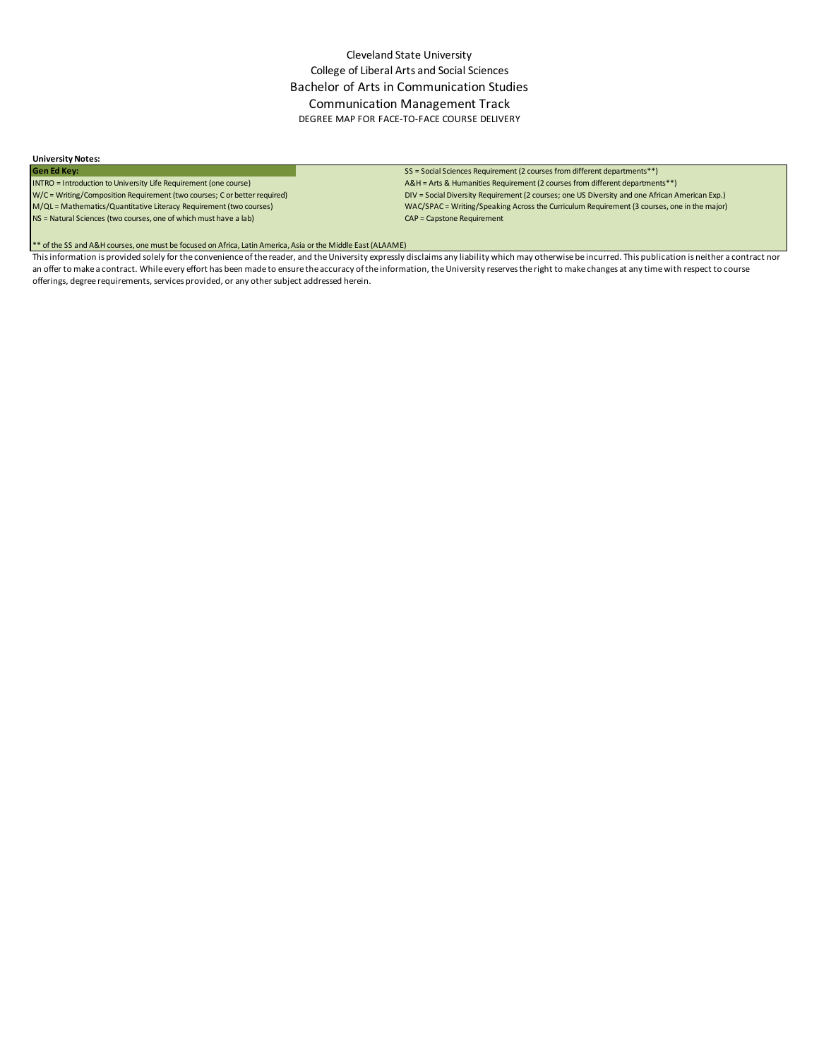Cleveland State University

College of Liberal Arts and Social Sciences

Bachelor of Arts in Communication Studies

Communication Management Track

DEGREE MAP FOR FACE-TO-FACE COURSE DELIVERY

**University Notes:**

| **Gen Ed Key:** | |
|---|---|
| INTRO = Introduction to University Life Requirement (one course) | SS = Social Sciences Requirement (2 courses from different departments**) |
| W/C = Writing/Composition Requirement (two courses; C or better required) | A&H = Arts & Humanities Requirement (2 courses from different departments**) |
| M/QL = Mathematics/Quantitative Literacy Requirement (two courses) | DIV = Social Diversity Requirement (2 courses; one US Diversity and one African American Exp.) |
| NS = Natural Sciences (two courses, one of which must have a lab) | WAC/SPAC = Writing/Speaking Across the Curriculum Requirement (3 courses, one in the major) |
| | CAP = Capstone Requirement |

** of the SS and A&H courses, one must be focused on Africa, Latin America, Asia or the Middle East (ALAAME)

This information is provided solely for the convenience of the reader, and the University expressly disclaims any liability which may otherwise be incurred. This publication is neither a contract nor an offer to make a contract. While every effort has been made to ensure the accuracy of the information, the University reserves the right to make changes at any time with respect to course offerings, degree requirements, services provided, or any other subject addressed herein.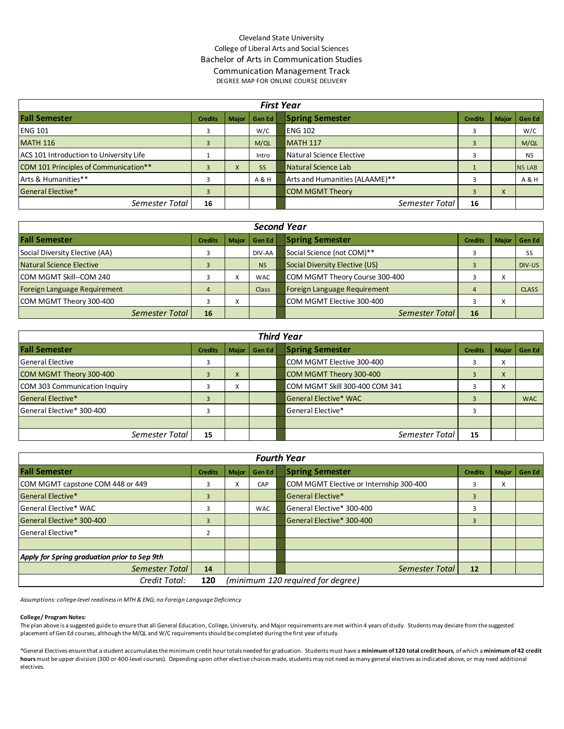Cleveland State University

College of Liberal Arts and Social Sciences

Bachelor of Arts in Communication Studies

Communication Management Track

DEGREE MAP FOR ONLINE COURSE DELIVERY

| *First Year* | | | | | | | |
|---|---|---|---|---|---|---|---|
| **Fall Semester** | **Credits** | **Major** | **Gen Ed** | **Spring Semester** | **Credits** | **Major** | **Gen Ed** |
| ENG 101 | 3 | | W/C | ENG 102 | 3 | | W/C |
| MATH 116 | 3 | | M/QL | MATH 117 | 3 | | M/QL |
| ACS 101 Introduction to University Life | 1 | | Intro | Natural Science Elective | 3 | | NS |
| COM 101 Principles of Communication** | 3 | X | SS | Natural Science Lab | 1 | | NS LAB |
| Arts & Humanities** | 3 | | A & H | Arts and Humanities (ALAAME)** | 3 | | A & H |
| General Elective* | 3 | | | COM MGMT Theory | 3 | X | |
| *Semester Total* | **16** | | | *Semester Total* | **16** | | |

| *Second Year* | | | | | | | |
|---|---|---|---|---|---|---|---|
| **Fall Semester** | **Credits** | **Major** | **Gen Ed** | **Spring Semester** | **Credits** | **Major** | **Gen Ed** |
| Social Diversity Elective (AA) | 3 | | DIV-AA | Social Science (not COM)** | 3 | | SS |
| Natural Science Elective | 3 | | NS | Social Diversity Elective (US) | 3 | | DIV-US |
| COM MGMT Skill--COM 240 | 3 | X | WAC | COM MGMT Theory Course 300-400 | 3 | X | |
| Foreign Language Requirement | 4 | | Class | Foreign Language Requirement | 4 | | CLASS |
| COM MGMT Theory 300-400 | 3 | X | | COM MGMT Elective 300-400 | 3 | X | |
| *Semester Total* | **16** | | | *Semester Total* | **16** | | |

| *Third Year* | | | | | | | |
|---|---|---|---|---|---|---|---|
| **Fall Semester** | **Credits** | **Major** | **Gen Ed** | **Spring Semester** | **Credits** | **Major** | **Gen Ed** |
| General Elective | 3 | | | COM MGMT Elective 300-400 | 3 | X | |
| COM MGMT Theory 300-400 | 3 | X | | COM MGMT Theory 300-400 | 3 | X | |
| COM 303 Communication Inquiry | 3 | X | | COM MGMT Skill 300-400 COM 341 | 3 | X | |
| General Elective* | 3 | | | General Elective* WAC | 3 | | WAC |
| General Elective* 300-400 | 3 | | | General Elective* | 3 | | |
| | | | | | | | |
| *Semester Total* | **15** | | | *Semester Total* | **15** | | |

| *Fourth Year* | | | | | | | |
|---|---|---|---|---|---|---|---|
| **Fall Semester** | **Credits** | **Major** | **Gen Ed** | **Spring Semester** | **Credits** | **Major** | **Gen Ed** |
| COM MGMT capstone COM 448 or 449 | 3 | X | CAP | COM MGMT Elective or Internship 300-400 | 3 | X | |
| General Elective* | 3 | | | General Elective* | 3 | | |
| General Elective* WAC | 3 | | WAC | General Elective* 300-400 | 3 | | |
| General Elective* 300-400 | 3 | | | General Elective* 300-400 | 3 | | |
| General Elective* | 2 | | | | | | |
| | | | | | | | |
| ***Apply for Spring graduation prior to Sep 9th*** | | | | | | | |
| *Semester Total* | **14** | | | *Semester Total* | **12** | | |
| *Credit Total:* | **120** | *(minimum 120 required for degree)* | | | | | |

*Assumptions: college-level readiness in MTH & ENG; no Foreign Language Deficiency*

**College/ Program Notes:**

The plan above is a suggested guide to ensure that all General Education, College, University, and Major requirements are met within 4 years of study. Students may deviate from the suggested placement of Gen Ed courses, although the M/QL and W/C requirements should be completed during the first year of study.

*General Electives ensure that a student accumulates the minimum credit hour totals needed for graduation. Students must have a **minimum of 120 total credit hours**, of which a **minimum of 42 credit hours** must be upper division (300 or 400-level courses). Depending upon other elective choices made, students may not need as many general electives as indicated above, or may need additional electives.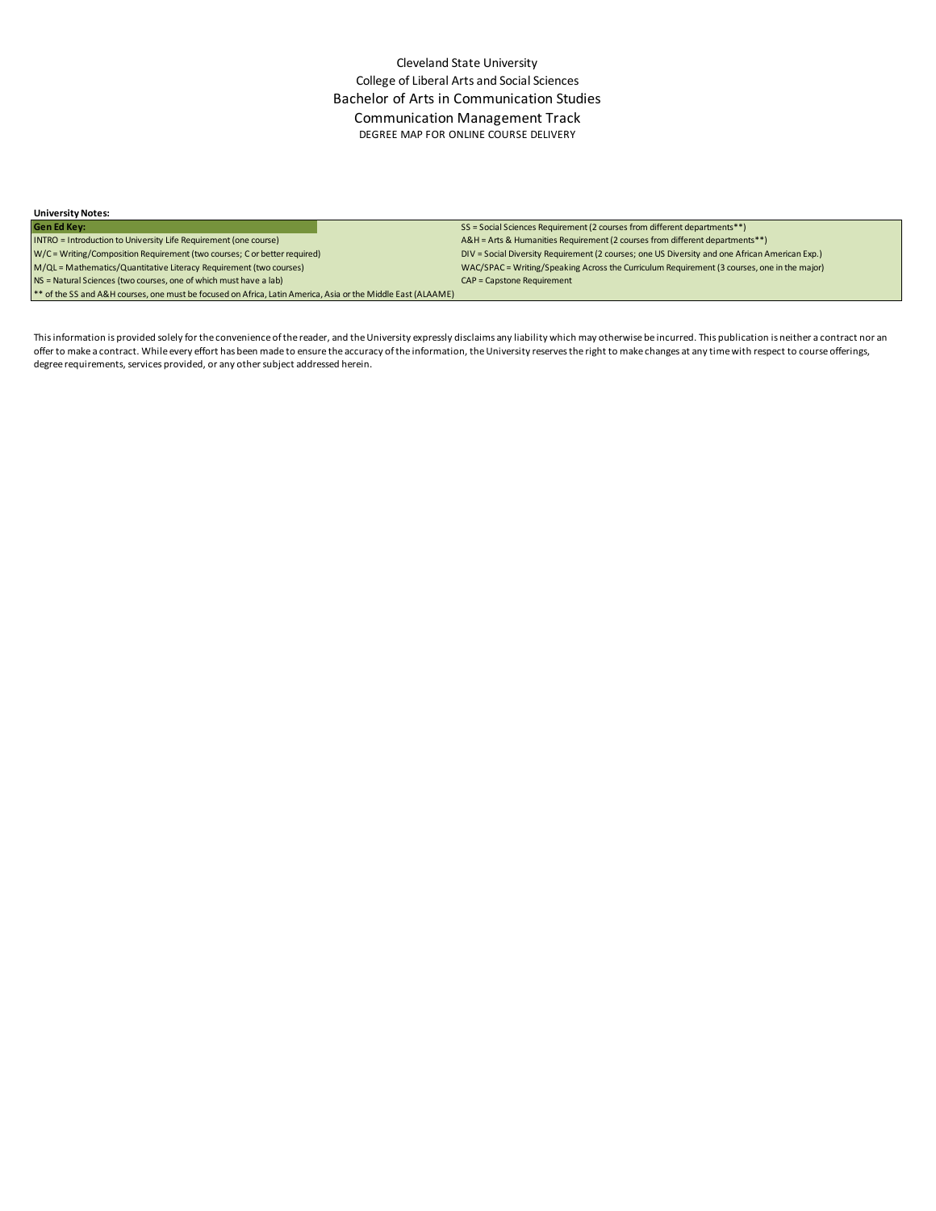Cleveland State University
College of Liberal Arts and Social Sciences
Bachelor of Arts in Communication Studies
Communication Management Track
DEGREE MAP FOR ONLINE COURSE DELIVERY

**University Notes:**

| | |
|---|---|
| **Gen Ed Key:** | SS = Social Sciences Requirement (2 courses from different departments**) |
| INTRO = Introduction to University Life Requirement (one course) | A&H = Arts & Humanities Requirement (2 courses from different departments**) |
| W/C = Writing/Composition Requirement (two courses; C or better required) | DIV = Social Diversity Requirement (2 courses; one US Diversity and one African American Exp.) |
| M/QL = Mathematics/Quantitative Literacy Requirement (two courses) | WAC/SPAC = Writing/Speaking Across the Curriculum Requirement (3 courses, one in the major) |
| NS = Natural Sciences (two courses, one of which must have a lab) | CAP = Capstone Requirement |
| ** of the SS and A&H courses, one must be focused on Africa, Latin America, Asia or the Middle East (ALAAME) | |

This information is provided solely for the convenience of the reader, and the University expressly disclaims any liability which may otherwise be incurred. This publication is neither a contract nor an offer to make a contract. While every effort has been made to ensure the accuracy of the information, the University reserves the right to make changes at any time with respect to course offerings, degree requirements, services provided, or any other subject addressed herein.